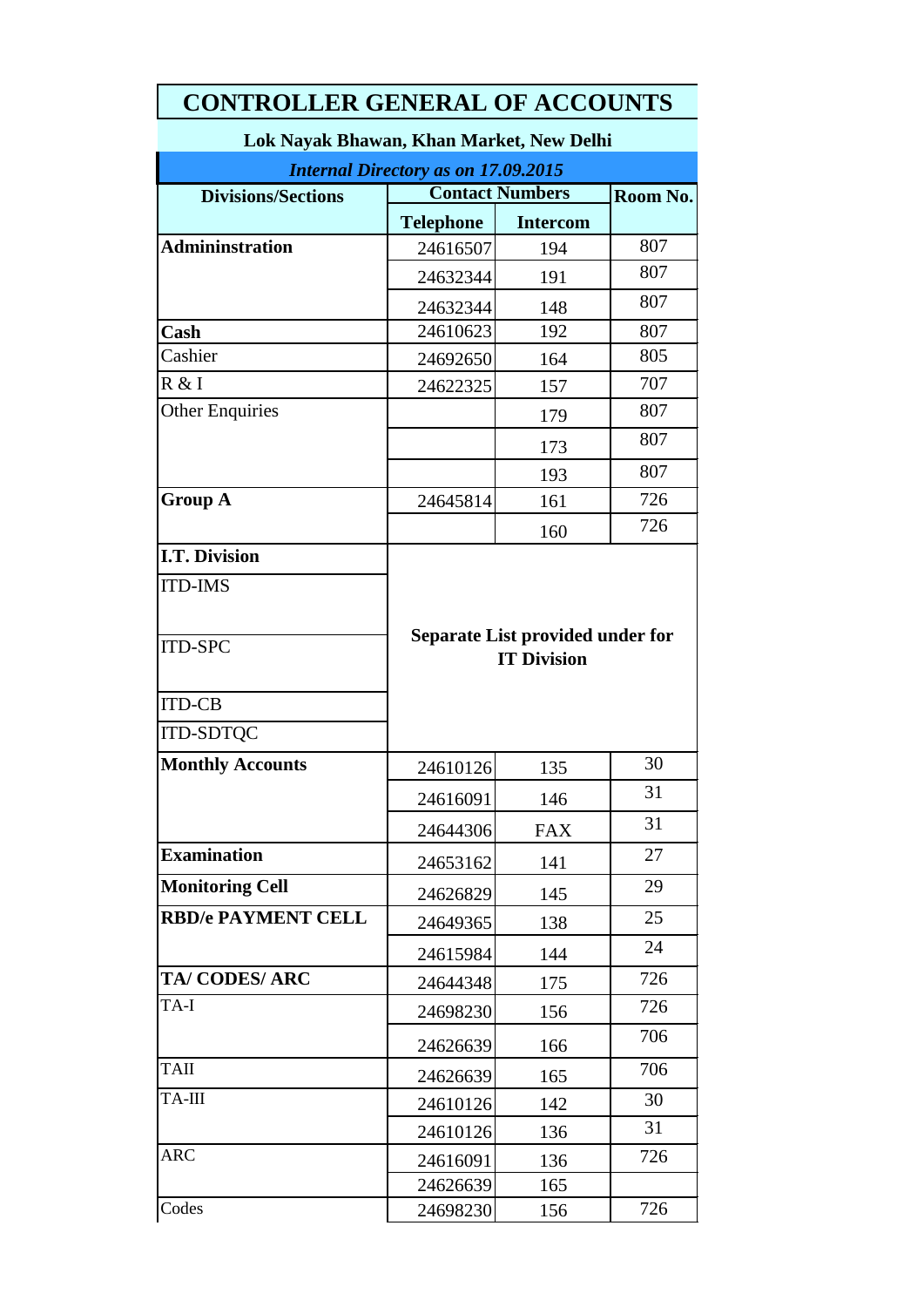# CONTROLLER GENERAL OF ACCOUNTS

**Lok Nayak Bhawan, Khan Market, New Delhi**

***Internal Directory as on 17.09.2015***

| Divisions/Sections | Contact Numbers | | Room No. |
|---|---|---|---|
| | Telephone | Intercom | |
| **Admininstration** | 24616507 | 194 | 807 |
| | 24632344 | 191 | 807 |
| | 24632344 | 148 | 807 |
| **Cash** | 24610623 | 192 | 807 |
| Cashier | 24692650 | 164 | 805 |
| R & I | 24622325 | 157 | 707 |
| Other Enquiries | | 179 | 807 |
| | | 173 | 807 |
| | | 193 | 807 |
| **Group A** | 24645814 | 161 | 726 |
| | | 160 | 726 |
| **I.T. Division** | **Separate List provided under for IT Division** | | |
| ITD-IMS | | | |
| ITD-SPC | | | |
| ITD-CB | | | |
| ITD-SDTQC | | | |
| **Monthly Accounts** | 24610126 | 135 | 30 |
| | 24616091 | 146 | 31 |
| | 24644306 | FAX | 31 |
| **Examination** | 24653162 | 141 | 27 |
| **Monitoring Cell** | 24626829 | 145 | 29 |
| **RBD/e PAYMENT CELL** | 24649365 | 138 | 25 |
| | 24615984 | 144 | 24 |
| **TA/ CODES/ ARC** | 24644348 | 175 | 726 |
| TA-I | 24698230 | 156 | 726 |
| | 24626639 | 166 | 706 |
| TAII | 24626639 | 165 | 706 |
| TA-III | 24610126 | 142 | 30 |
| | 24610126 | 136 | 31 |
| ARC | 24616091 | 136 | 726 |
| | 24626639 | 165 | |
| Codes | 24698230 | 156 | 726 |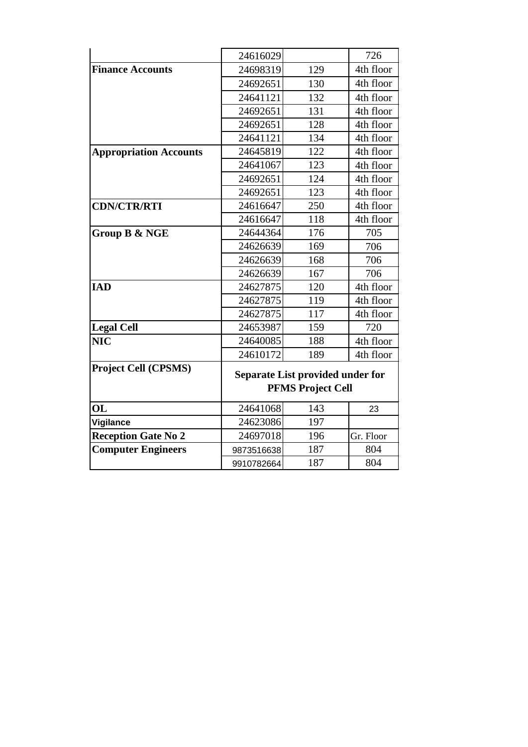| | | | |
|---|---|---|---|
| | 24616029 | | 726 |
| **Finance Accounts** | 24698319 | 129 | 4th floor |
| | 24692651 | 130 | 4th floor |
| | 24641121 | 132 | 4th floor |
| | 24692651 | 131 | 4th floor |
| | 24692651 | 128 | 4th floor |
| | 24641121 | 134 | 4th floor |
| **Appropriation Accounts** | 24645819 | 122 | 4th floor |
| | 24641067 | 123 | 4th floor |
| | 24692651 | 124 | 4th floor |
| | 24692651 | 123 | 4th floor |
| **CDN/CTR/RTI** | 24616647 | 250 | 4th floor |
| | 24616647 | 118 | 4th floor |
| **Group B & NGE** | 24644364 | 176 | 705 |
| | 24626639 | 169 | 706 |
| | 24626639 | 168 | 706 |
| | 24626639 | 167 | 706 |
| **IAD** | 24627875 | 120 | 4th floor |
| | 24627875 | 119 | 4th floor |
| | 24627875 | 117 | 4th floor |
| **Legal Cell** | 24653987 | 159 | 720 |
| **NIC** | 24640085 | 188 | 4th floor |
| | 24610172 | 189 | 4th floor |
| **Project Cell (CPSMS)** | **Separate List provided under for PFMS Project Cell** | | |
| **OL** | 24641068 | 143 | 23 |
| **Vigilance** | 24623086 | 197 | |
| **Reception Gate No 2** | 24697018 | 196 | Gr. Floor |
| **Computer Engineers** | 9873516638 | 187 | 804 |
| | 9910782664 | 187 | 804 |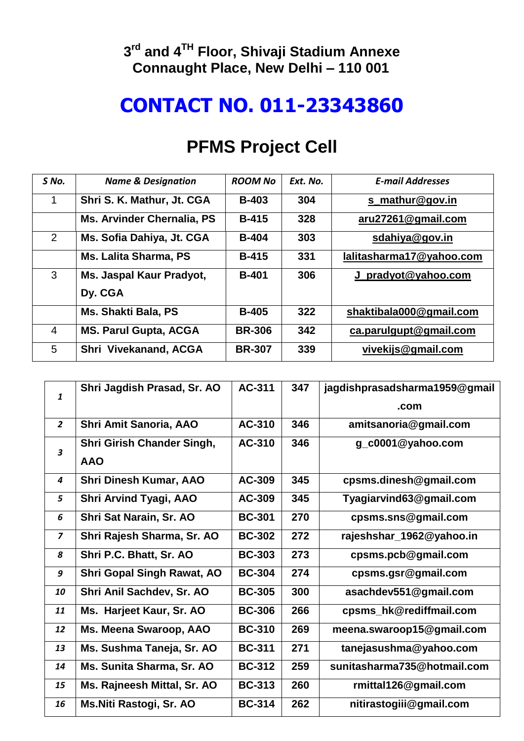**3rd and 4TH Floor, Shivaji Stadium Annexe**
**Connaught Place, New Delhi – 110 001**

# CONTACT NO. 011-23343860

## PFMS Project Cell

| S No. | Name & Designation | ROOM No | Ext. No. | E-mail Addresses |
|---|---|---|---|---|
| 1 | Shri S. K. Mathur, Jt. CGA | B-403 | 304 | s_mathur@gov.in |
| | Ms. Arvinder Chernalia, PS | B-415 | 328 | aru27261@gmail.com |
| 2 | Ms. Sofia Dahiya, Jt. CGA | B-404 | 303 | sdahiya@gov.in |
| | Ms. Lalita Sharma, PS | B-415 | 331 | lalitasharma17@yahoo.com |
| 3 | Ms. Jaspal Kaur Pradyot, Dy. CGA | B-401 | 306 | J_pradyot@yahoo.com |
| | Ms. Shakti Bala, PS | B-405 | 322 | shaktibala000@gmail.com |
| 4 | MS. Parul Gupta, ACGA | BR-306 | 342 | ca.parulgupt@gmail.com |
| 5 | Shri Vivekanand, ACGA | BR-307 | 339 | vivekijs@gmail.com |

| | | | | |
|---|---|---|---|---|
| 1 | Shri Jagdish Prasad, Sr. AO | AC-311 | 347 | jagdishprasadsharma1959@gmail.com |
| 2 | Shri Amit Sanoria, AAO | AC-310 | 346 | amitsanoria@gmail.com |
| 3 | Shri Girish Chander Singh, AAO | AC-310 | 346 | g_c0001@yahoo.com |
| 4 | Shri Dinesh Kumar, AAO | AC-309 | 345 | cpsms.dinesh@gmail.com |
| 5 | Shri Arvind Tyagi, AAO | AC-309 | 345 | Tyagiarvind63@gmail.com |
| 6 | Shri Sat Narain, Sr. AO | BC-301 | 270 | cpsms.sns@gmail.com |
| 7 | Shri Rajesh Sharma, Sr. AO | BC-302 | 272 | rajeshshar_1962@yahoo.in |
| 8 | Shri P.C. Bhatt, Sr. AO | BC-303 | 273 | cpsms.pcb@gmail.com |
| 9 | Shri Gopal Singh Rawat, AO | BC-304 | 274 | cpsms.gsr@gmail.com |
| 10 | Shri Anil Sachdev, Sr. AO | BC-305 | 300 | asachdev551@gmail.com |
| 11 | Ms. Harjeet Kaur, Sr. AO | BC-306 | 266 | cpsms_hk@rediffmail.com |
| 12 | Ms. Meena Swaroop, AAO | BC-310 | 269 | meena.swaroop15@gmail.com |
| 13 | Ms. Sushma Taneja, Sr. AO | BC-311 | 271 | tanejasushma@yahoo.com |
| 14 | Ms. Sunita Sharma, Sr. AO | BC-312 | 259 | sunitasharma735@hotmail.com |
| 15 | Ms. Rajneesh Mittal, Sr. AO | BC-313 | 260 | rmittal126@gmail.com |
| 16 | Ms.Niti Rastogi, Sr. AO | BC-314 | 262 | nitirastogiii@gmail.com |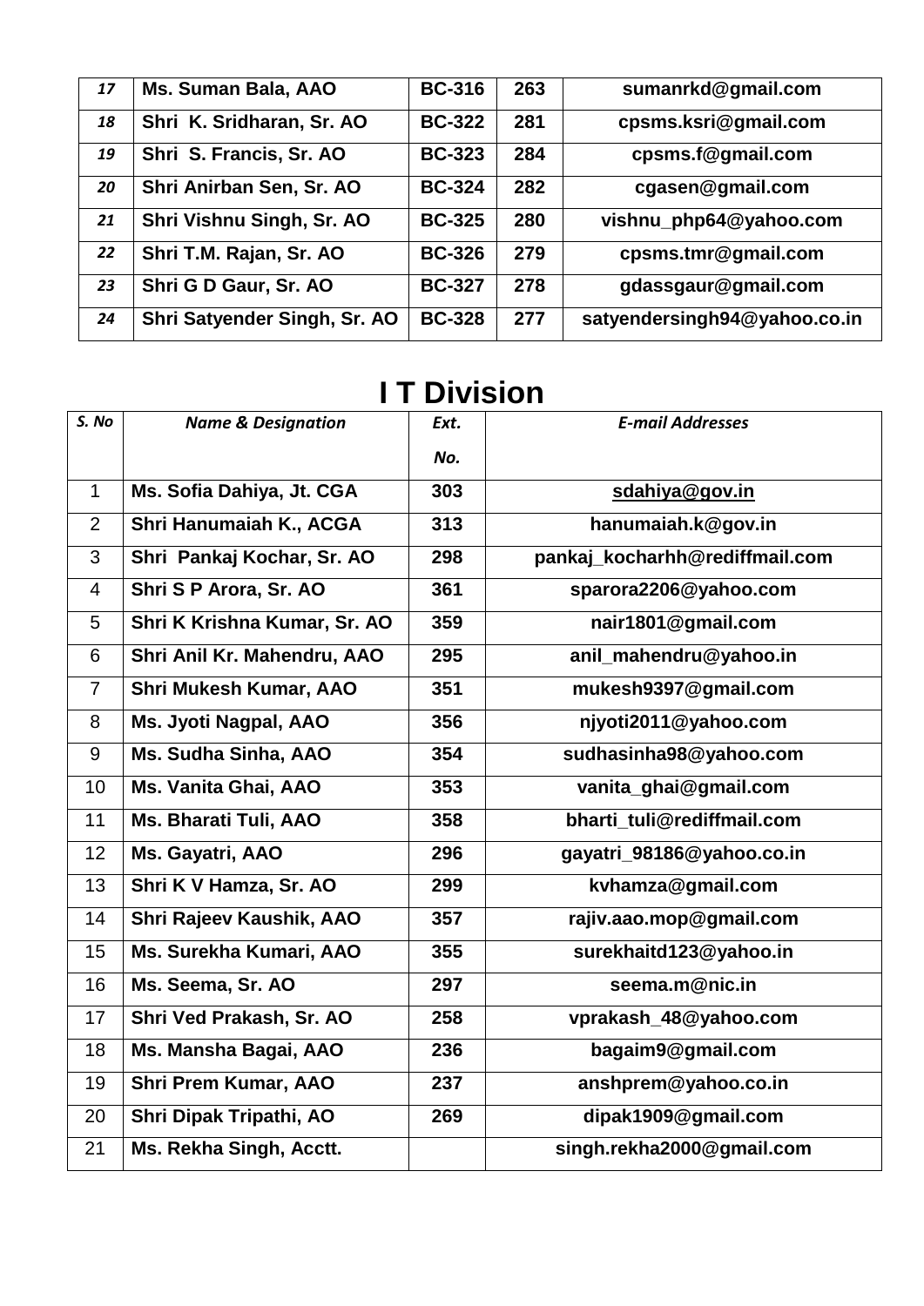| 17 | Ms. Suman Bala, AAO | BC-316 | 263 | sumanrkd@gmail.com |
|---|---|---|---|---|
| 18 | Shri K. Sridharan, Sr. AO | BC-322 | 281 | cpsms.ksri@gmail.com |
| 19 | Shri S. Francis, Sr. AO | BC-323 | 284 | cpsms.f@gmail.com |
| 20 | Shri Anirban Sen, Sr. AO | BC-324 | 282 | cgasen@gmail.com |
| 21 | Shri Vishnu Singh, Sr. AO | BC-325 | 280 | vishnu_php64@yahoo.com |
| 22 | Shri T.M. Rajan, Sr. AO | BC-326 | 279 | cpsms.tmr@gmail.com |
| 23 | Shri G D Gaur, Sr. AO | BC-327 | 278 | gdassgaur@gmail.com |
| 24 | Shri Satyender Singh, Sr. AO | BC-328 | 277 | satyendersingh94@yahoo.co.in |

# I T Division

| *S. No* | *Name & Designation* | *Ext. No.* | *E-mail Addresses* |
|---|---|---|---|
| 1 | **Ms. Sofia Dahiya, Jt. CGA** | **303** | **sdahiya@gov.in** |
| 2 | **Shri Hanumaiah K., ACGA** | **313** | **hanumaiah.k@gov.in** |
| 3 | **Shri Pankaj Kochar, Sr. AO** | **298** | **pankaj_kocharhh@rediffmail.com** |
| 4 | **Shri S P Arora, Sr. AO** | **361** | **sparora2206@yahoo.com** |
| 5 | **Shri K Krishna Kumar, Sr. AO** | **359** | **nair1801@gmail.com** |
| 6 | **Shri Anil Kr. Mahendru, AAO** | **295** | **anil_mahendru@yahoo.in** |
| 7 | **Shri Mukesh Kumar, AAO** | **351** | **mukesh9397@gmail.com** |
| 8 | **Ms. Jyoti Nagpal, AAO** | **356** | **njyoti2011@yahoo.com** |
| 9 | **Ms. Sudha Sinha, AAO** | **354** | **sudhasinha98@yahoo.com** |
| 10 | **Ms. Vanita Ghai, AAO** | **353** | **vanita_ghai@gmail.com** |
| 11 | **Ms. Bharati Tuli, AAO** | **358** | **bharti_tuli@rediffmail.com** |
| 12 | **Ms. Gayatri, AAO** | **296** | **gayatri_98186@yahoo.co.in** |
| 13 | **Shri K V Hamza, Sr. AO** | **299** | **kvhamza@gmail.com** |
| 14 | **Shri Rajeev Kaushik, AAO** | **357** | **rajiv.aao.mop@gmail.com** |
| 15 | **Ms. Surekha Kumari, AAO** | **355** | **surekhaitd123@yahoo.in** |
| 16 | **Ms. Seema, Sr. AO** | **297** | **seema.m@nic.in** |
| 17 | **Shri Ved Prakash, Sr. AO** | **258** | **vprakash_48@yahoo.com** |
| 18 | **Ms. Mansha Bagai, AAO** | **236** | **bagaim9@gmail.com** |
| 19 | **Shri Prem Kumar, AAO** | **237** | **anshprem@yahoo.co.in** |
| 20 | **Shri Dipak Tripathi, AO** | **269** | **dipak1909@gmail.com** |
| 21 | **Ms. Rekha Singh, Acctt.** | | **singh.rekha2000@gmail.com** |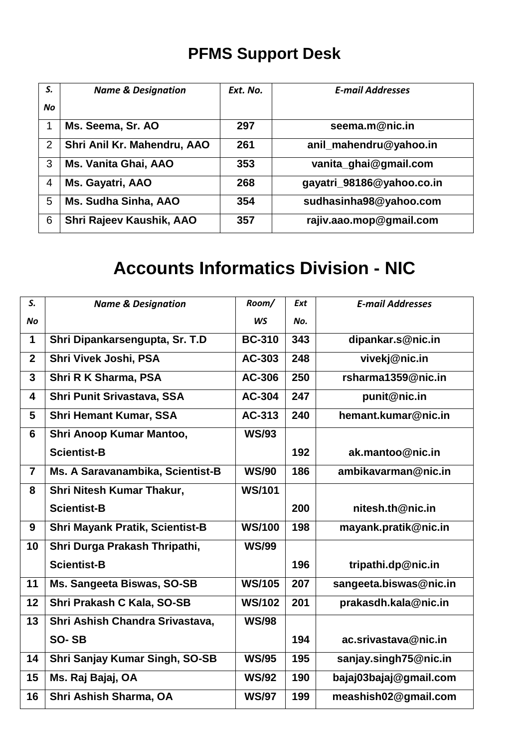# PFMS Support Desk

| S. No | Name & Designation | Ext. No. | E-mail Addresses |
|---|---|---|---|
| 1 | Ms. Seema, Sr. AO | 297 | seema.m@nic.in |
| 2 | Shri Anil Kr. Mahendru, AAO | 261 | anil_mahendru@yahoo.in |
| 3 | Ms. Vanita Ghai, AAO | 353 | vanita_ghai@gmail.com |
| 4 | Ms. Gayatri, AAO | 268 | gayatri_98186@yahoo.co.in |
| 5 | Ms. Sudha Sinha, AAO | 354 | sudhasinha98@yahoo.com |
| 6 | Shri Rajeev Kaushik, AAO | 357 | rajiv.aao.mop@gmail.com |

# Accounts Informatics Division - NIC

| S. No | Name & Designation | Room/ WS | Ext No. | E-mail Addresses |
|---|---|---|---|---|
| 1 | Shri Dipankarsengupta, Sr. T.D | BC-310 | 343 | dipankar.s@nic.in |
| 2 | Shri Vivek Joshi, PSA | AC-303 | 248 | vivekj@nic.in |
| 3 | Shri R K Sharma, PSA | AC-306 | 250 | rsharma1359@nic.in |
| 4 | Shri Punit Srivastava, SSA | AC-304 | 247 | punit@nic.in |
| 5 | Shri Hemant Kumar, SSA | AC-313 | 240 | hemant.kumar@nic.in |
| 6 | Shri Anoop Kumar Mantoo, Scientist-B | WS/93 | 192 | ak.mantoo@nic.in |
| 7 | Ms. A Saravanambika, Scientist-B | WS/90 | 186 | ambikavarman@nic.in |
| 8 | Shri Nitesh Kumar Thakur, Scientist-B | WS/101 | 200 | nitesh.th@nic.in |
| 9 | Shri Mayank Pratik, Scientist-B | WS/100 | 198 | mayank.pratik@nic.in |
| 10 | Shri Durga Prakash Thripathi, Scientist-B | WS/99 | 196 | tripathi.dp@nic.in |
| 11 | Ms. Sangeeta Biswas, SO-SB | WS/105 | 207 | sangeeta.biswas@nic.in |
| 12 | Shri Prakash C Kala, SO-SB | WS/102 | 201 | prakasdh.kala@nic.in |
| 13 | Shri Ashish Chandra Srivastava, SO- SB | WS/98 | 194 | ac.srivastava@nic.in |
| 14 | Shri Sanjay Kumar Singh, SO-SB | WS/95 | 195 | sanjay.singh75@nic.in |
| 15 | Ms. Raj Bajaj, OA | WS/92 | 190 | bajaj03bajaj@gmail.com |
| 16 | Shri Ashish Sharma, OA | WS/97 | 199 | meashish02@gmail.com |